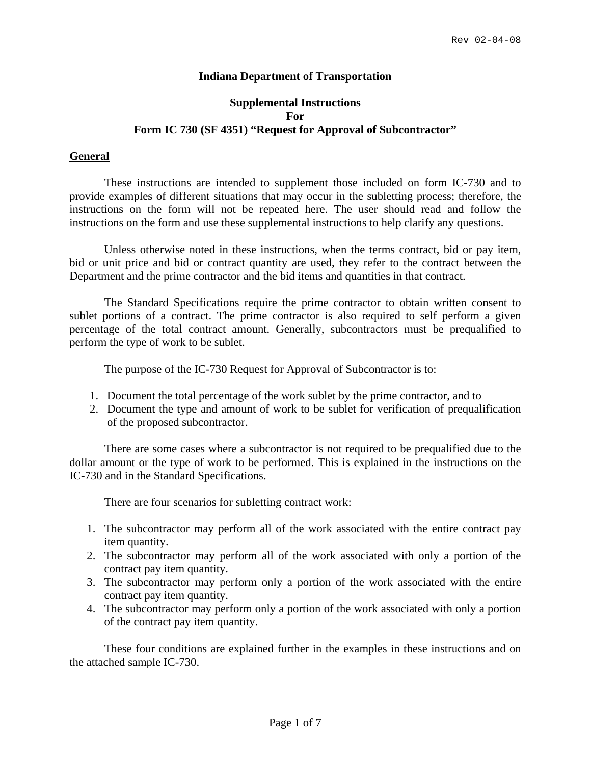Rev 02-04-08

# Indiana Department of Transportation

## Supplemental Instructions For Form IC 730 (SF 4351) "Request for Approval of Subcontractor"

### General

These instructions are intended to supplement those included on form IC-730 and to provide examples of different situations that may occur in the subletting process; therefore, the instructions on the form will not be repeated here. The user should read and follow the instructions on the form and use these supplemental instructions to help clarify any questions.

Unless otherwise noted in these instructions, when the terms contract, bid or pay item, bid or unit price and bid or contract quantity are used, they refer to the contract between the Department and the prime contractor and the bid items and quantities in that contract.

The Standard Specifications require the prime contractor to obtain written consent to sublet portions of a contract. The prime contractor is also required to self perform a given percentage of the total contract amount. Generally, subcontractors must be prequalified to perform the type of work to be sublet.

The purpose of the IC-730 Request for Approval of Subcontractor is to:

1. Document the total percentage of the work sublet by the prime contractor, and to
2. Document the type and amount of work to be sublet for verification of prequalification of the proposed subcontractor.

There are some cases where a subcontractor is not required to be prequalified due to the dollar amount or the type of work to be performed. This is explained in the instructions on the IC-730 and in the Standard Specifications.

There are four scenarios for subletting contract work:

1. The subcontractor may perform all of the work associated with the entire contract pay item quantity.
2. The subcontractor may perform all of the work associated with only a portion of the contract pay item quantity.
3. The subcontractor may perform only a portion of the work associated with the entire contract pay item quantity.
4. The subcontractor may perform only a portion of the work associated with only a portion of the contract pay item quantity.

These four conditions are explained further in the examples in these instructions and on the attached sample IC-730.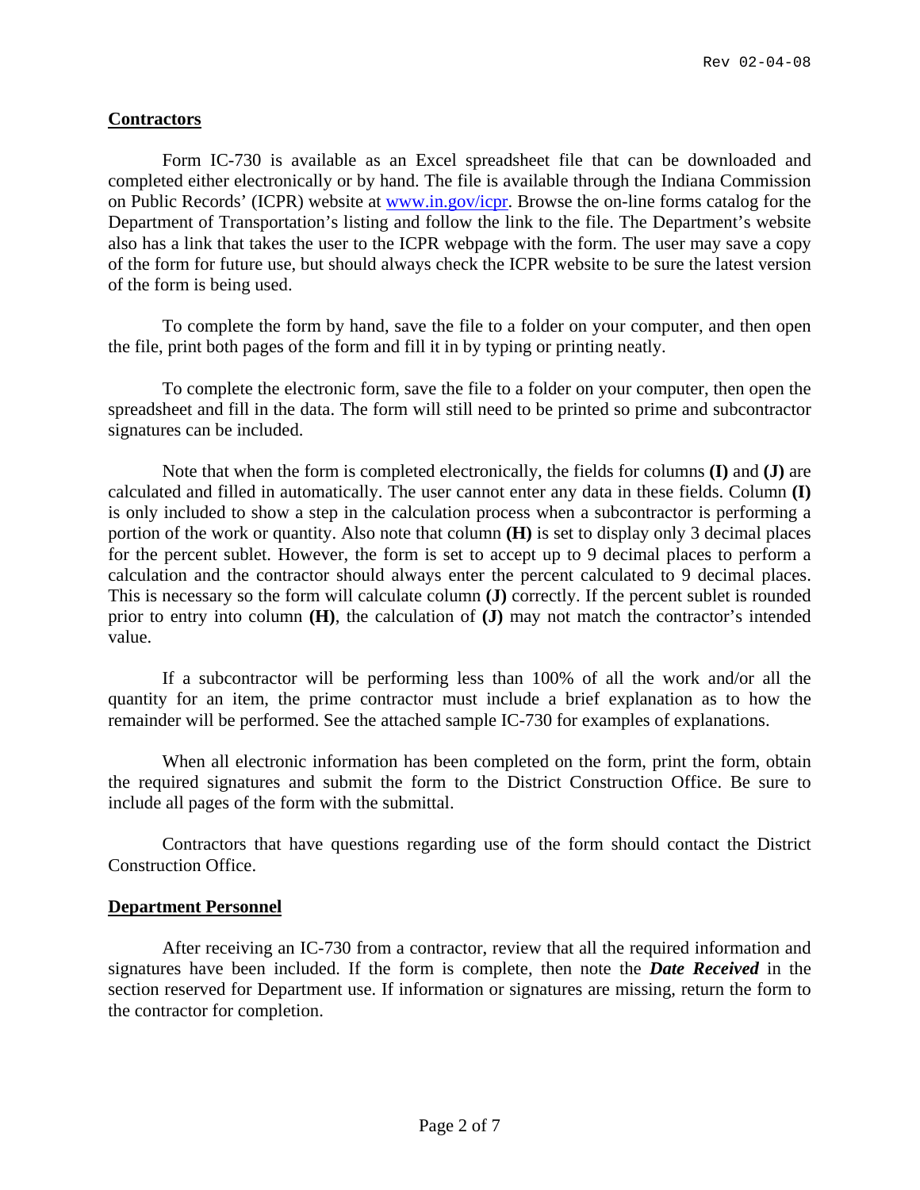## Contractors

Form IC-730 is available as an Excel spreadsheet file that can be downloaded and completed either electronically or by hand. The file is available through the Indiana Commission on Public Records' (ICPR) website at [www.in.gov/icpr](www.in.gov/icpr). Browse the on-line forms catalog for the Department of Transportation's listing and follow the link to the file. The Department's website also has a link that takes the user to the ICPR webpage with the form. The user may save a copy of the form for future use, but should always check the ICPR website to be sure the latest version of the form is being used.

To complete the form by hand, save the file to a folder on your computer, and then open the file, print both pages of the form and fill it in by typing or printing neatly.

To complete the electronic form, save the file to a folder on your computer, then open the spreadsheet and fill in the data. The form will still need to be printed so prime and subcontractor signatures can be included.

Note that when the form is completed electronically, the fields for columns **(I)** and **(J)** are calculated and filled in automatically. The user cannot enter any data in these fields. Column **(I)** is only included to show a step in the calculation process when a subcontractor is performing a portion of the work or quantity. Also note that column **(H)** is set to display only 3 decimal places for the percent sublet. However, the form is set to accept up to 9 decimal places to perform a calculation and the contractor should always enter the percent calculated to 9 decimal places. This is necessary so the form will calculate column **(J)** correctly. If the percent sublet is rounded prior to entry into column **(H)**, the calculation of **(J)** may not match the contractor's intended value.

If a subcontractor will be performing less than 100% of all the work and/or all the quantity for an item, the prime contractor must include a brief explanation as to how the remainder will be performed. See the attached sample IC-730 for examples of explanations.

When all electronic information has been completed on the form, print the form, obtain the required signatures and submit the form to the District Construction Office. Be sure to include all pages of the form with the submittal.

Contractors that have questions regarding use of the form should contact the District Construction Office.

## Department Personnel

After receiving an IC-730 from a contractor, review that all the required information and signatures have been included. If the form is complete, then note the ***Date Received*** in the section reserved for Department use. If information or signatures are missing, return the form to the contractor for completion.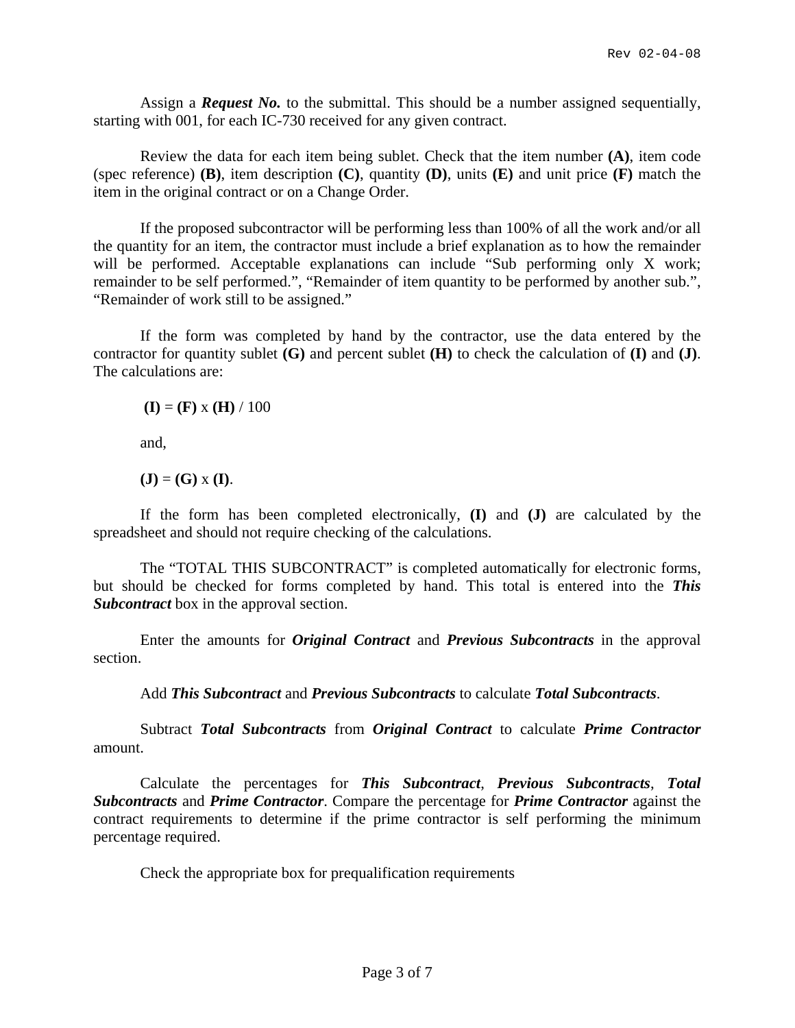Assign a ***Request No.*** to the submittal. This should be a number assigned sequentially, starting with 001, for each IC-730 received for any given contract.

Review the data for each item being sublet. Check that the item number **(A)**, item code (spec reference) **(B)**, item description **(C)**, quantity **(D)**, units **(E)** and unit price **(F)** match the item in the original contract or on a Change Order.

If the proposed subcontractor will be performing less than 100% of all the work and/or all the quantity for an item, the contractor must include a brief explanation as to how the remainder will be performed. Acceptable explanations can include "Sub performing only X work; remainder to be self performed.", "Remainder of item quantity to be performed by another sub.", "Remainder of work still to be assigned."

If the form was completed by hand by the contractor, use the data entered by the contractor for quantity sublet **(G)** and percent sublet **(H)** to check the calculation of **(I)** and **(J)**. The calculations are:

**(I)** = **(F)** x **(H)** / 100

and,

**(J)** = **(G)** x **(I)**.

If the form has been completed electronically, **(I)** and **(J)** are calculated by the spreadsheet and should not require checking of the calculations.

The "TOTAL THIS SUBCONTRACT" is completed automatically for electronic forms, but should be checked for forms completed by hand. This total is entered into the ***This Subcontract*** box in the approval section.

Enter the amounts for ***Original Contract*** and ***Previous Subcontracts*** in the approval section.

Add ***This Subcontract*** and ***Previous Subcontracts*** to calculate ***Total Subcontracts***.

Subtract ***Total Subcontracts*** from ***Original Contract*** to calculate ***Prime Contractor*** amount.

Calculate the percentages for ***This Subcontract***, ***Previous Subcontracts***, ***Total Subcontracts*** and ***Prime Contractor***. Compare the percentage for ***Prime Contractor*** against the contract requirements to determine if the prime contractor is self performing the minimum percentage required.

Check the appropriate box for prequalification requirements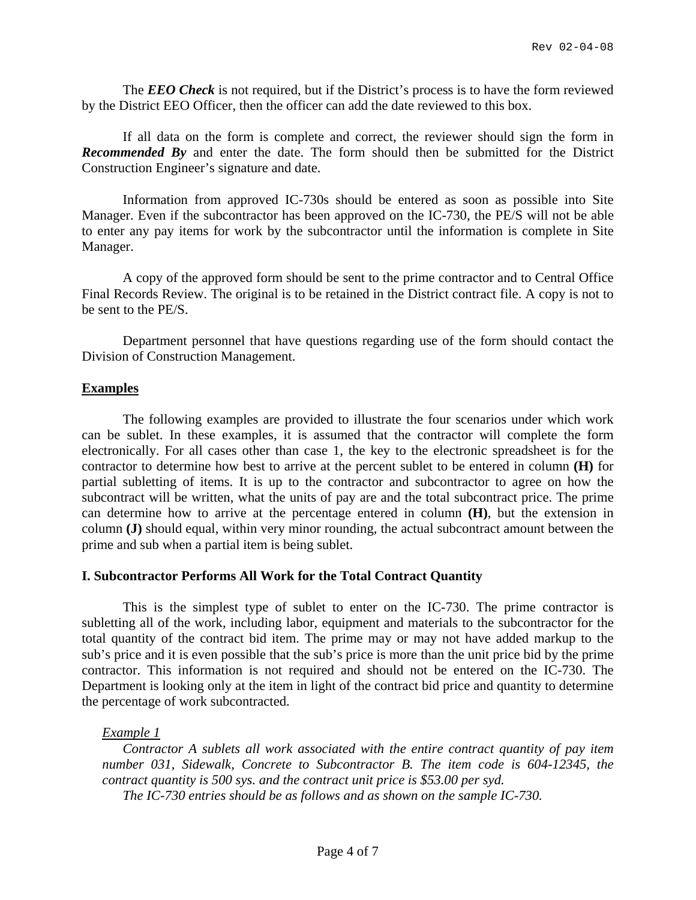The ***EEO Check*** is not required, but if the District's process is to have the form reviewed by the District EEO Officer, then the officer can add the date reviewed to this box.

If all data on the form is complete and correct, the reviewer should sign the form in ***Recommended By*** and enter the date. The form should then be submitted for the District Construction Engineer's signature and date.

Information from approved IC-730s should be entered as soon as possible into Site Manager. Even if the subcontractor has been approved on the IC-730, the PE/S will not be able to enter any pay items for work by the subcontractor until the information is complete in Site Manager.

A copy of the approved form should be sent to the prime contractor and to Central Office Final Records Review. The original is to be retained in the District contract file. A copy is not to be sent to the PE/S.

Department personnel that have questions regarding use of the form should contact the Division of Construction Management.

## Examples

The following examples are provided to illustrate the four scenarios under which work can be sublet. In these examples, it is assumed that the contractor will complete the form electronically. For all cases other than case 1, the key to the electronic spreadsheet is for the contractor to determine how best to arrive at the percent sublet to be entered in column **(H)** for partial subletting of items. It is up to the contractor and subcontractor to agree on how the subcontract will be written, what the units of pay are and the total subcontract price. The prime can determine how to arrive at the percentage entered in column **(H)**, but the extension in column **(J)** should equal, within very minor rounding, the actual subcontract amount between the prime and sub when a partial item is being sublet.

### I. Subcontractor Performs All Work for the Total Contract Quantity

This is the simplest type of sublet to enter on the IC-730. The prime contractor is subletting all of the work, including labor, equipment and materials to the subcontractor for the total quantity of the contract bid item. The prime may or may not have added markup to the sub's price and it is even possible that the sub's price is more than the unit price bid by the prime contractor. This information is not required and should not be entered on the IC-730. The Department is looking only at the item in light of the contract bid price and quantity to determine the percentage of work subcontracted.

*Example 1*

*Contractor A sublets all work associated with the entire contract quantity of pay item number 031, Sidewalk, Concrete to Subcontractor B. The item code is 604-12345, the contract quantity is 500 sys. and the contract unit price is $53.00 per syd.*

*The IC-730 entries should be as follows and as shown on the sample IC-730.*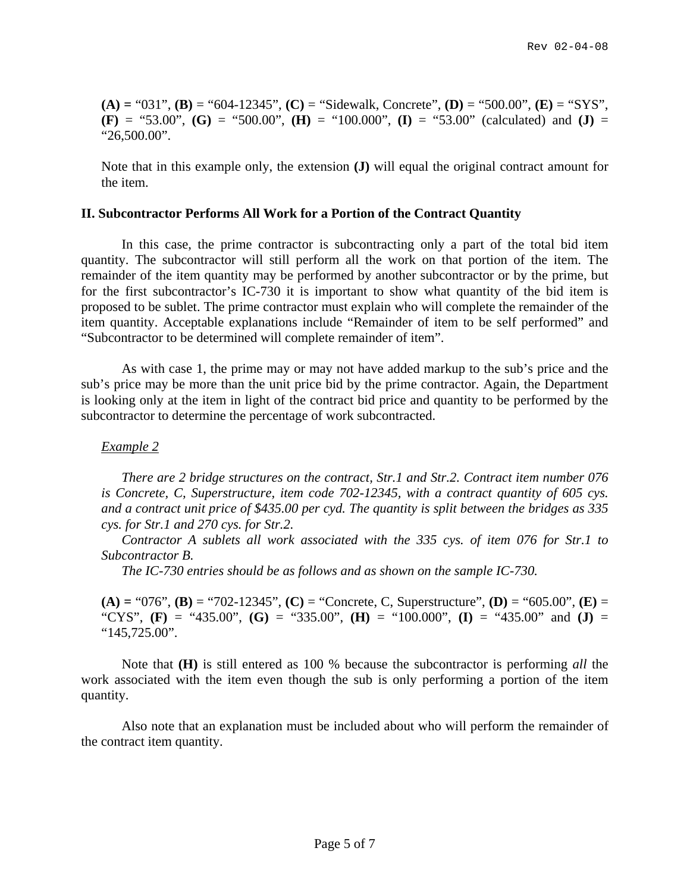**(A) =** "031", **(B)** = "604-12345", **(C)** = "Sidewalk, Concrete", **(D)** = "500.00", **(E)** = "SYS", **(F)** = "53.00", **(G)** = "500.00", **(H)** = "100.000", **(I)** = "53.00" (calculated) and **(J)** = "26,500.00".

Note that in this example only, the extension **(J)** will equal the original contract amount for the item.

## II. Subcontractor Performs All Work for a Portion of the Contract Quantity

In this case, the prime contractor is subcontracting only a part of the total bid item quantity. The subcontractor will still perform all the work on that portion of the item. The remainder of the item quantity may be performed by another subcontractor or by the prime, but for the first subcontractor's IC-730 it is important to show what quantity of the bid item is proposed to be sublet. The prime contractor must explain who will complete the remainder of the item quantity. Acceptable explanations include "Remainder of item to be self performed" and "Subcontractor to be determined will complete remainder of item".

As with case 1, the prime may or may not have added markup to the sub's price and the sub's price may be more than the unit price bid by the prime contractor. Again, the Department is looking only at the item in light of the contract bid price and quantity to be performed by the subcontractor to determine the percentage of work subcontracted.

*Example 2*

*There are 2 bridge structures on the contract, Str.1 and Str.2. Contract item number 076 is Concrete, C, Superstructure, item code 702-12345, with a contract quantity of 605 cys. and a contract unit price of $435.00 per cyd. The quantity is split between the bridges as 335 cys. for Str.1 and 270 cys. for Str.2.*

*Contractor A sublets all work associated with the 335 cys. of item 076 for Str.1 to Subcontractor B.*

*The IC-730 entries should be as follows and as shown on the sample IC-730.*

**(A) =** "076", **(B)** = "702-12345", **(C)** = "Concrete, C, Superstructure", **(D)** = "605.00", **(E)** = "CYS", **(F)** = "435.00", **(G)** = "335.00", **(H)** = "100.000", **(I)** = "435.00" and **(J)** = "145,725.00".

Note that **(H)** is still entered as 100 % because the subcontractor is performing *all* the work associated with the item even though the sub is only performing a portion of the item quantity.

Also note that an explanation must be included about who will perform the remainder of the contract item quantity.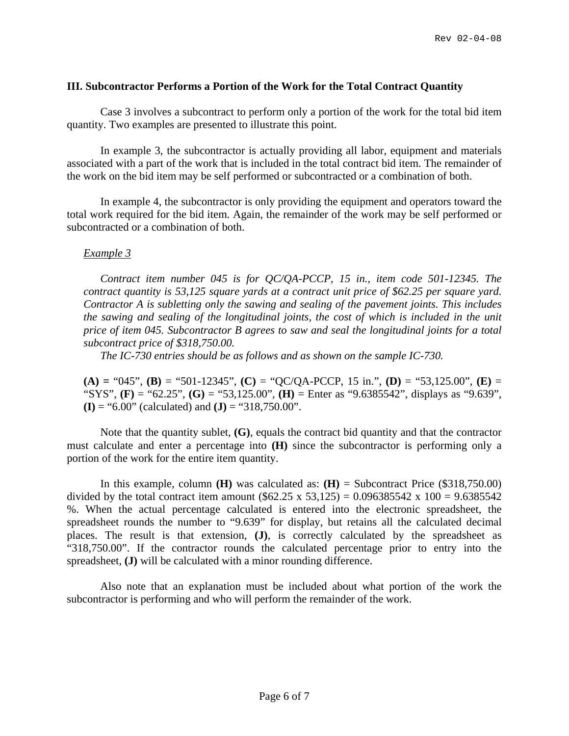### III. Subcontractor Performs a Portion of the Work for the Total Contract Quantity

Case 3 involves a subcontract to perform only a portion of the work for the total bid item quantity. Two examples are presented to illustrate this point.

In example 3, the subcontractor is actually providing all labor, equipment and materials associated with a part of the work that is included in the total contract bid item. The remainder of the work on the bid item may be self performed or subcontracted or a combination of both.

In example 4, the subcontractor is only providing the equipment and operators toward the total work required for the bid item. Again, the remainder of the work may be self performed or subcontracted or a combination of both.

*Example 3*

*Contract item number 045 is for QC/QA-PCCP, 15 in., item code 501-12345. The contract quantity is 53,125 square yards at a contract unit price of $62.25 per square yard. Contractor A is subletting only the sawing and sealing of the pavement joints. This includes the sawing and sealing of the longitudinal joints, the cost of which is included in the unit price of item 045. Subcontractor B agrees to saw and seal the longitudinal joints for a total subcontract price of $318,750.00.*

*The IC-730 entries should be as follows and as shown on the sample IC-730.*

**(A) =** "045", **(B)** = "501-12345", **(C)** = "QC/QA-PCCP, 15 in.", **(D)** = "53,125.00", **(E)** = "SYS", **(F)** = "62.25", **(G)** = "53,125.00", **(H)** = Enter as "9.6385542", displays as "9.639", **(I)** = "6.00" (calculated) and **(J)** = "318,750.00".

Note that the quantity sublet, **(G)**, equals the contract bid quantity and that the contractor must calculate and enter a percentage into **(H)** since the subcontractor is performing only a portion of the work for the entire item quantity.

In this example, column **(H)** was calculated as: **(H)** = Subcontract Price ($318,750.00) divided by the total contract item amount ($62.25 x 53,125) = 0.096385542 x 100 = 9.6385542 %. When the actual percentage calculated is entered into the electronic spreadsheet, the spreadsheet rounds the number to "9.639" for display, but retains all the calculated decimal places. The result is that extension, **(J)**, is correctly calculated by the spreadsheet as "318,750.00". If the contractor rounds the calculated percentage prior to entry into the spreadsheet, **(J)** will be calculated with a minor rounding difference.

Also note that an explanation must be included about what portion of the work the subcontractor is performing and who will perform the remainder of the work.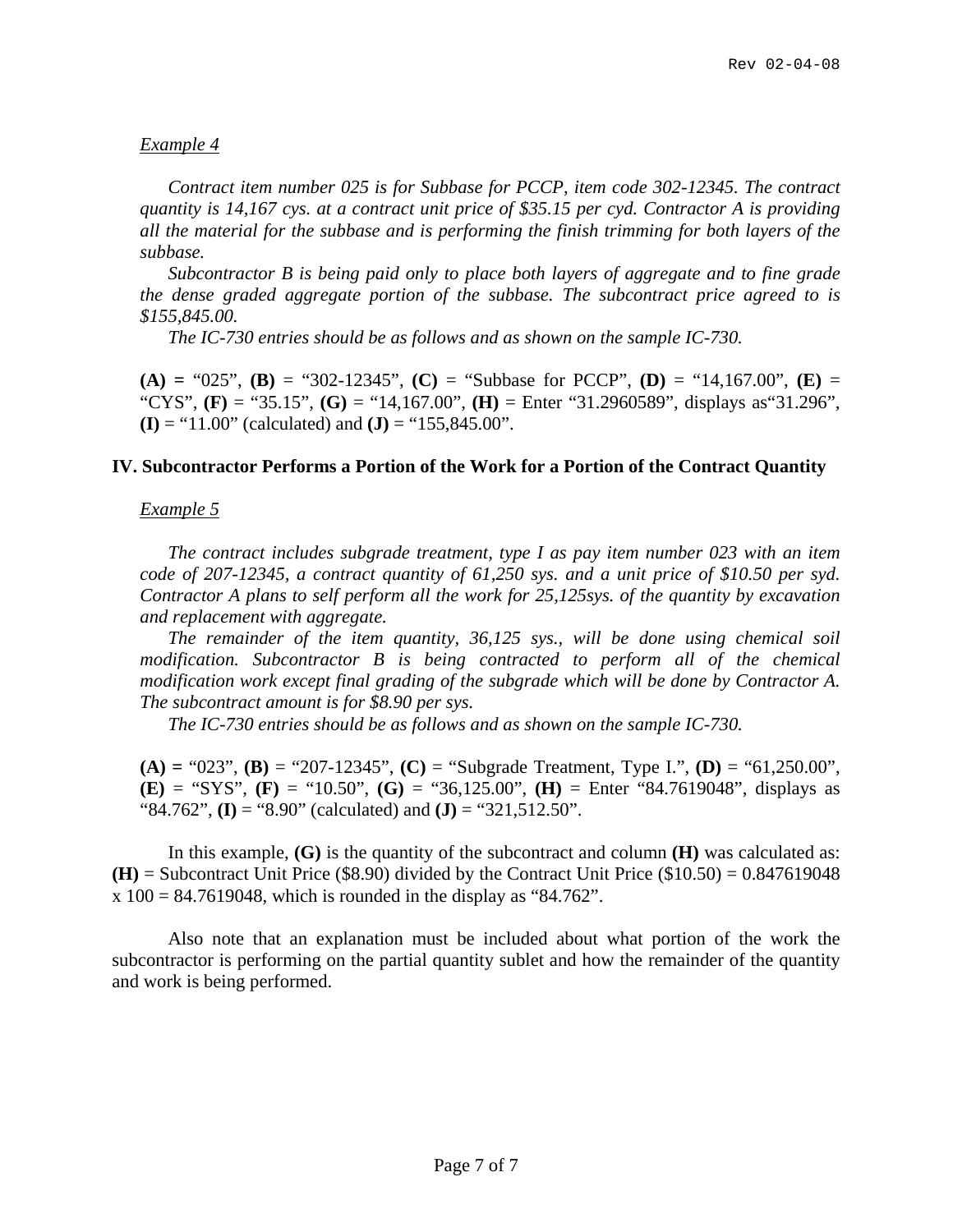*Example 4*

*Contract item number 025 is for Subbase for PCCP, item code 302-12345. The contract quantity is 14,167 cys. at a contract unit price of $35.15 per cyd. Contractor A is providing all the material for the subbase and is performing the finish trimming for both layers of the subbase.*

*Subcontractor B is being paid only to place both layers of aggregate and to fine grade the dense graded aggregate portion of the subbase. The subcontract price agreed to is $155,845.00.*

*The IC-730 entries should be as follows and as shown on the sample IC-730.*

**(A) =** "025", **(B)** = "302-12345", **(C)** = "Subbase for PCCP", **(D)** = "14,167.00", **(E)** = "CYS", **(F)** = "35.15", **(G)** = "14,167.00", **(H)** = Enter "31.2960589", displays as"31.296", **(I)** = "11.00" (calculated) and **(J)** = "155,845.00".

### IV. Subcontractor Performs a Portion of the Work for a Portion of the Contract Quantity

*Example 5*

*The contract includes subgrade treatment, type I as pay item number 023 with an item code of 207-12345, a contract quantity of 61,250 sys. and a unit price of $10.50 per syd. Contractor A plans to self perform all the work for 25,125sys. of the quantity by excavation and replacement with aggregate.*

*The remainder of the item quantity, 36,125 sys., will be done using chemical soil modification. Subcontractor B is being contracted to perform all of the chemical modification work except final grading of the subgrade which will be done by Contractor A. The subcontract amount is for $8.90 per sys.*

*The IC-730 entries should be as follows and as shown on the sample IC-730.*

**(A) =** "023", **(B)** = "207-12345", **(C)** = "Subgrade Treatment, Type I.", **(D)** = "61,250.00", **(E)** = "SYS", **(F)** = "10.50", **(G)** = "36,125.00", **(H)** = Enter "84.7619048", displays as "84.762", **(I)** = "8.90" (calculated) and **(J)** = "321,512.50".

In this example, **(G)** is the quantity of the subcontract and column **(H)** was calculated as: **(H)** = Subcontract Unit Price ($8.90) divided by the Contract Unit Price ($10.50) = 0.847619048 x 100 = 84.7619048, which is rounded in the display as "84.762".

Also note that an explanation must be included about what portion of the work the subcontractor is performing on the partial quantity sublet and how the remainder of the quantity and work is being performed.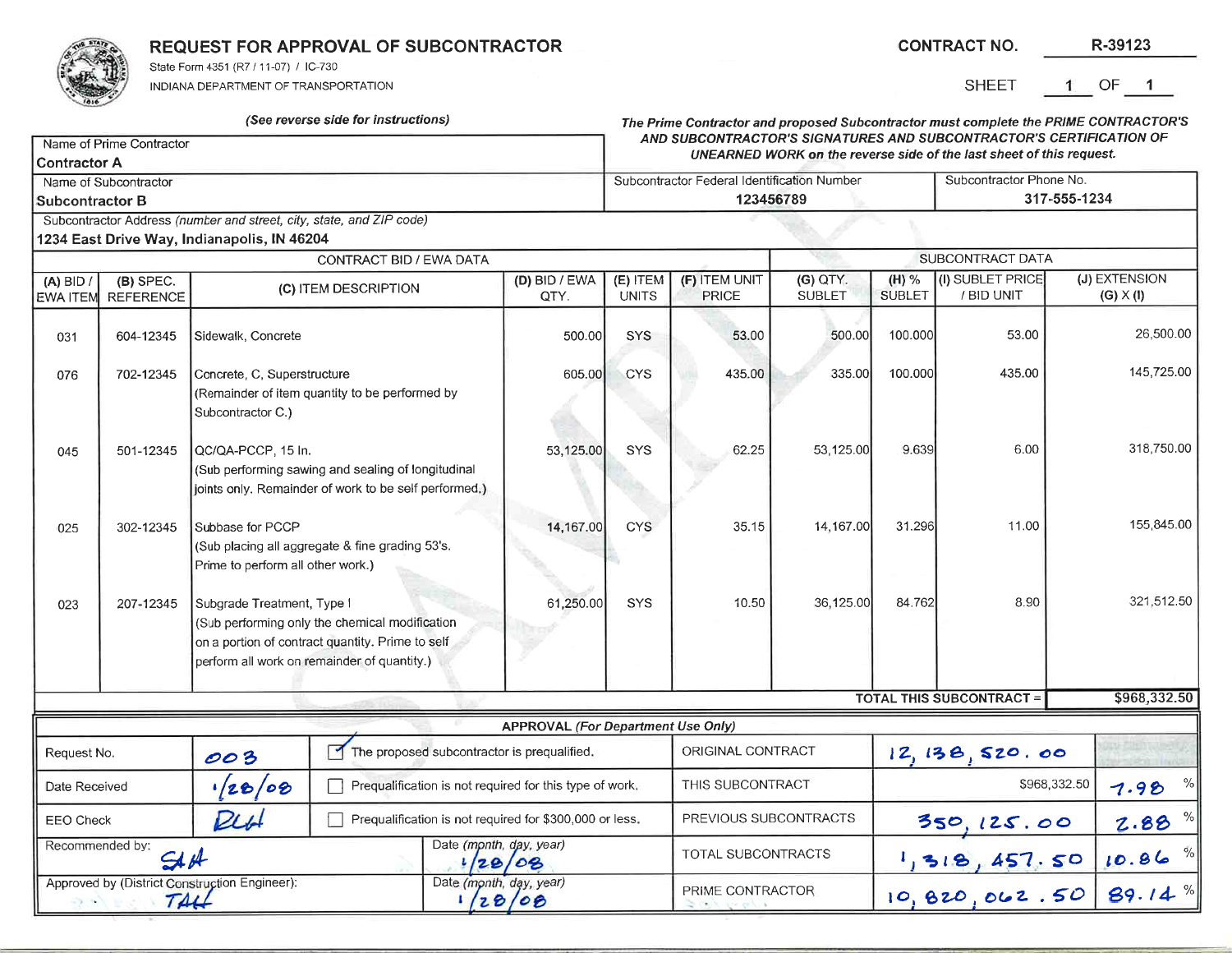# REQUEST FOR APPROVAL OF SUBCONTRACTOR

State Form 4351 (R7 / 11-07) / IC-730

INDIANA DEPARTMENT OF TRANSPORTATION

**CONTRACT NO.** R-39123

SHEET 1 OF 1

***(See reverse side for instructions)***

***The Prime Contractor and proposed Subcontractor must complete the PRIME CONTRACTOR'S AND SUBCONTRACTOR'S SIGNATURES AND SUBCONTRACTOR'S CERTIFICATION OF UNEARNED WORK on the reverse side of the last sheet of this request.***

| Name of Prime Contractor | | |
|---|---|---|
| **Contractor A** | | |
| Name of Subcontractor | Subcontractor Federal Identification Number | Subcontractor Phone No. |
| **Subcontractor B** | **123456789** | **317-555-1234** |
| Subcontractor Address *(number and street, city, state, and ZIP code)* | | |
| **1234 East Drive Way, Indianapolis, IN 46204** | | |

| CONTRACT BID / EWA DATA | | | | | | SUBCONTRACT DATA | | | |
|---|---|---|---|---|---|---|---|---|---|
| (A) BID / EWA ITEM | (B) SPEC. REFERENCE | (C) ITEM DESCRIPTION | (D) BID / EWA QTY. | (E) ITEM UNITS | (F) ITEM UNIT PRICE | (G) QTY. SUBLET | (H) % SUBLET | (I) SUBLET PRICE / BID UNIT | (J) EXTENSION (G) X (I) |
| 031 | 604-12345 | Sidewalk, Concrete | 500.00 | SYS | 53.00 | 500.00 | 100.000 | 53.00 | 26,500.00 |
| 076 | 702-12345 | Concrete, C, Superstructure (Remainder of item quantity to be performed by Subcontractor C.) | 605.00 | CYS | 435.00 | 335.00 | 100.000 | 435.00 | 145,725.00 |
| 045 | 501-12345 | QC/QA-PCCP, 15 In. (Sub performing sawing and sealing of longitudinal joints only. Remainder of work to be self performed.) | 53,125.00 | SYS | 62.25 | 53,125.00 | 9.639 | 6.00 | 318,750.00 |
| 025 | 302-12345 | Subbase for PCCP (Sub placing all aggregate & fine grading 53's. Prime to perform all other work.) | 14,167.00 | CYS | 35.15 | 14,167.00 | 31.296 | 11.00 | 155,845.00 |
| 023 | 207-12345 | Subgrade Treatment, Type I (Sub performing only the chemical modification on a portion of contract quantity. Prime to self perform all work on remainder of quantity.) | 61,250.00 | SYS | 10.50 | 36,125.00 | 84.762 | 8.90 | 321,512.50 |
| | | | | | | | | **TOTAL THIS SUBCONTRACT =** | **$968,332.50** |

**APPROVAL** *(For Department Use Only)*

| Request No. | 003 | ☑ The proposed subcontractor is prequalified. | ORIGINAL CONTRACT | 12,138,520.00 | |
|---|---|---|---|---|---|
| Date Received | 1/28/08 | ☐ Prequalification is not required for this type of work. | THIS SUBCONTRACT | $968,332.50 | 7.98 % |
| EEO Check | RLH | ☐ Prequalification is not required for $300,000 or less. | PREVIOUS SUBCONTRACTS | 350,125.00 | 2.88 % |
| Recommended by: SAH | | Date (month, day, year) 1/28/08 | TOTAL SUBCONTRACTS | 1,318,457.50 | 10.86 % |
| Approved by (District Construction Engineer): TAH | | Date (month, day, year) 1/28/08 | PRIME CONTRACTOR | 10,820,062.50 | 89.14 % |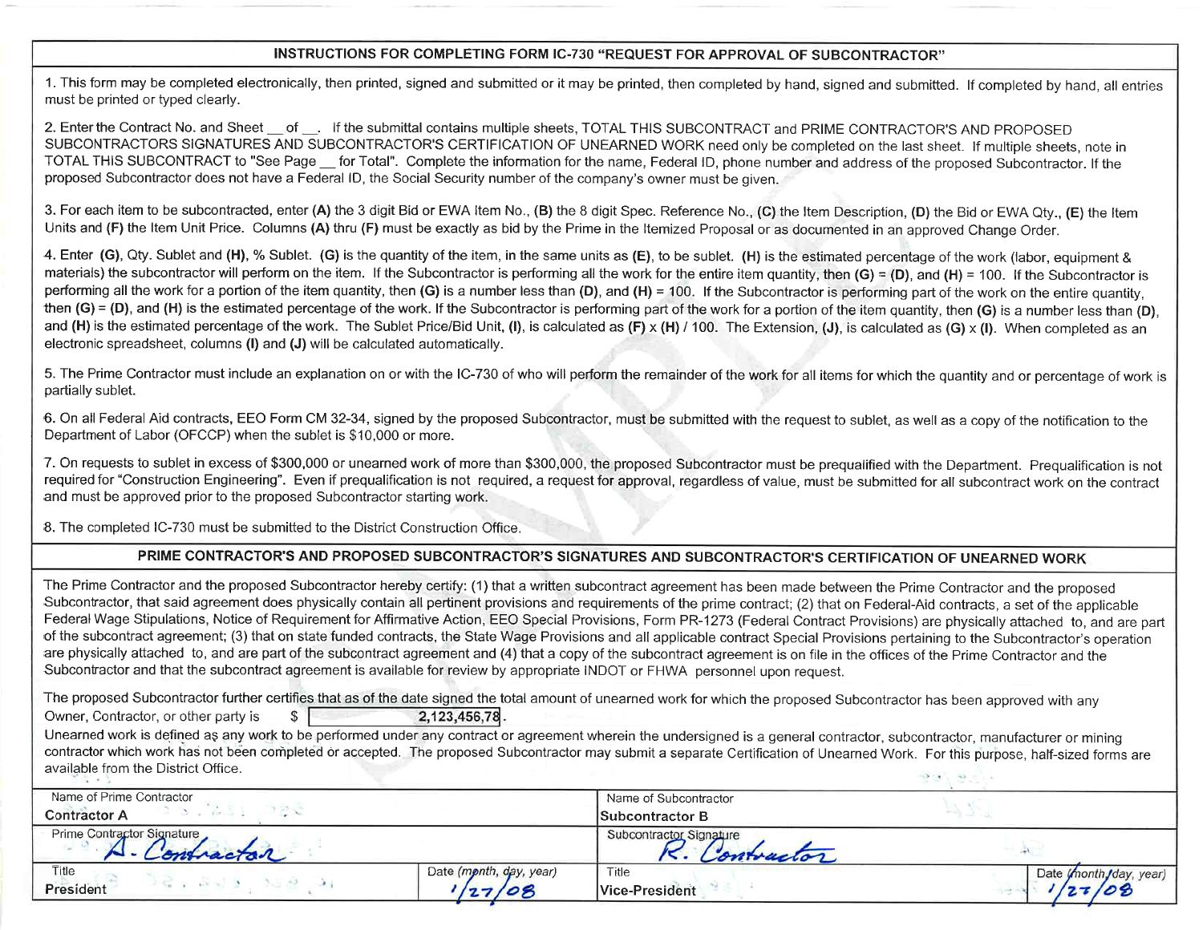## INSTRUCTIONS FOR COMPLETING FORM IC-730 "REQUEST FOR APPROVAL OF SUBCONTRACTOR"

1. This form may be completed electronically, then printed, signed and submitted or it may be printed, then completed by hand, signed and submitted. If completed by hand, all entries must be printed or typed clearly.

2. Enter the Contract No. and Sheet __ of __. If the submittal contains multiple sheets, TOTAL THIS SUBCONTRACT and PRIME CONTRACTOR'S AND PROPOSED SUBCONTRACTORS SIGNATURES AND SUBCONTRACTOR'S CERTIFICATION OF UNEARNED WORK need only be completed on the last sheet. If multiple sheets, note in TOTAL THIS SUBCONTRACT to "See Page __ for Total". Complete the information for the name, Federal ID, phone number and address of the proposed Subcontractor. If the proposed Subcontractor does not have a Federal ID, the Social Security number of the company's owner must be given.

3. For each item to be subcontracted, enter **(A)** the 3 digit Bid or EWA Item No., **(B)** the 8 digit Spec. Reference No., **(C)** the Item Description, **(D)** the Bid or EWA Qty., **(E)** the Item Units and **(F)** the Item Unit Price. Columns **(A)** thru **(F)** must be exactly as bid by the Prime in the Itemized Proposal or as documented in an approved Change Order.

4. Enter **(G)**, Qty. Sublet and **(H)**, % Sublet. **(G)** is the quantity of the item, in the same units as **(E)**, to be sublet. **(H)** is the estimated percentage of the work (labor, equipment & materials) the subcontractor will perform on the item. If the Subcontractor is performing all the work for the entire item quantity, then **(G)** = **(D)**, and **(H)** = 100. If the Subcontractor is performing all the work for a portion of the item quantity, then **(G)** is a number less than **(D)**, and **(H)** = 100. If the Subcontractor is performing part of the work on the entire quantity, then **(G)** = **(D)**, and **(H)** is the estimated percentage of the work. If the Subcontractor is performing part of the work for a portion of the item quantity, then **(G)** is a number less than **(D)**, and **(H)** is the estimated percentage of the work. The Sublet Price/Bid Unit, **(I)**, is calculated as **(F)** x **(H)** / 100. The Extension, **(J)**, is calculated as **(G)** x **(I)**. When completed as an electronic spreadsheet, columns **(I)** and **(J)** will be calculated automatically.

5. The Prime Contractor must include an explanation on or with the IC-730 of who will perform the remainder of the work for all items for which the quantity and or percentage of work is partially sublet.

6. On all Federal Aid contracts, EEO Form CM 32-34, signed by the proposed Subcontractor, must be submitted with the request to sublet, as well as a copy of the notification to the Department of Labor (OFCCP) when the sublet is $10,000 or more.

7. On requests to sublet in excess of $300,000 or unearned work of more than $300,000, the proposed Subcontractor must be prequalified with the Department. Prequalification is not required for "Construction Engineering". Even if prequalification is not required, a request for approval, regardless of value, must be submitted for all subcontract work on the contract and must be approved prior to the proposed Subcontractor starting work.

8. The completed IC-730 must be submitted to the District Construction Office.

## PRIME CONTRACTOR'S AND PROPOSED SUBCONTRACTOR'S SIGNATURES AND SUBCONTRACTOR'S CERTIFICATION OF UNEARNED WORK

The Prime Contractor and the proposed Subcontractor hereby certify: (1) that a written subcontract agreement has been made between the Prime Contractor and the proposed Subcontractor, that said agreement does physically contain all pertinent provisions and requirements of the prime contract; (2) that on Federal-Aid contracts, a set of the applicable Federal Wage Stipulations, Notice of Requirement for Affirmative Action, EEO Special Provisions, Form PR-1273 (Federal Contract Provisions) are physically attached to, and are part of the subcontract agreement; (3) that on state funded contracts, the State Wage Provisions and all applicable contract Special Provisions pertaining to the Subcontractor's operation are physically attached to, and are part of the subcontract agreement and (4) that a copy of the subcontract agreement is on file in the offices of the Prime Contractor and the Subcontractor and that the subcontract agreement is available for review by appropriate INDOT or FHWA personnel upon request.

The proposed Subcontractor further certifies that as of the date signed the total amount of unearned work for which the proposed Subcontractor has been approved with any Owner, Contractor, or other party is $ 2,123,456,78.

Unearned work is defined as any work to be performed under any contract or agreement wherein the undersigned is a general contractor, subcontractor, manufacturer or mining contractor which work has not been completed or accepted. The proposed Subcontractor may submit a separate Certification of Unearned Work. For this purpose, half-sized forms are available from the District Office.

| | | | |
|---|---|---|---|
| Name of Prime Contractor<br>**Contractor A** | | Name of Subcontractor<br>**Subcontractor B** | |
| Prime Contractor Signature<br>A. Contractor | | Subcontractor Signature<br>R. Contractor | |
| Title<br>**President** | Date (month, day, year)<br>1/27/08 | Title<br>**Vice-President** | Date (month, day, year)<br>1/27/08 |